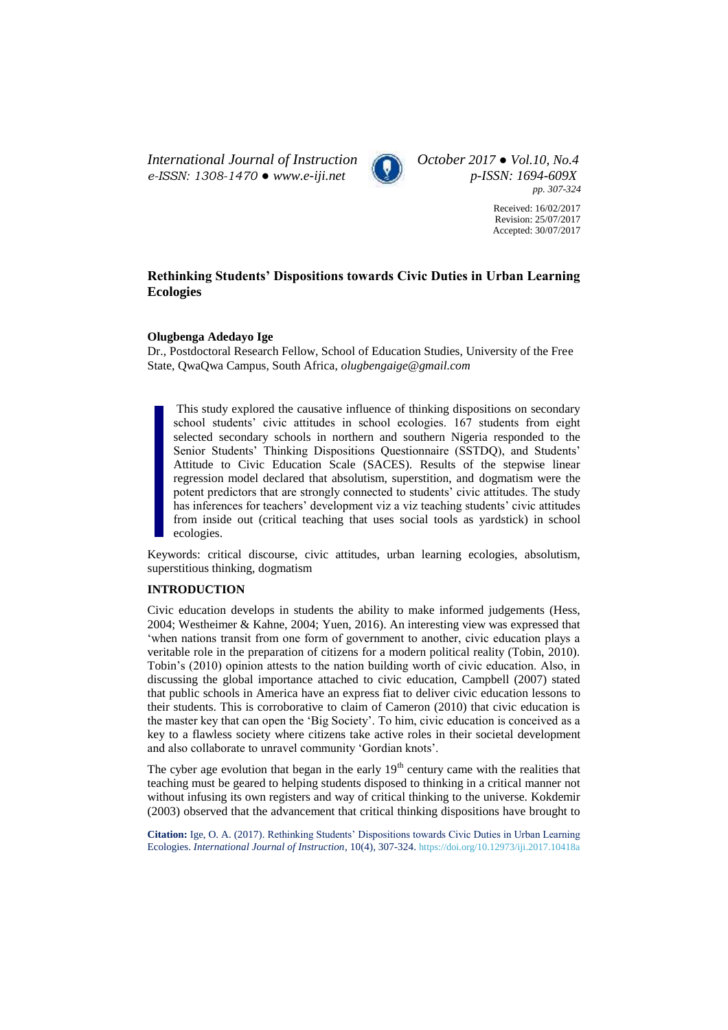# Rethinking Students' Dispositions towards Civic Duties in Urban Learning Ecologies

**Olugbenga Adedayo Ige**

Dr., Postdoctoral Research Fellow, School of Education Studies, University of the Free State, QwaQwa Campus, South Africa, *olugbengaige@gmail.com*

Received: 16/02/2017
Revision: 25/07/2017
Accepted: 30/07/2017

> This study explored the causative influence of thinking dispositions on secondary school students' civic attitudes in school ecologies. 167 students from eight selected secondary schools in northern and southern Nigeria responded to the Senior Students' Thinking Dispositions Questionnaire (SSTDQ), and Students' Attitude to Civic Education Scale (SACES). Results of the stepwise linear regression model declared that absolutism, superstition, and dogmatism were the potent predictors that are strongly connected to students' civic attitudes. The study has inferences for teachers' development viz a viz teaching students' civic attitudes from inside out (critical teaching that uses social tools as yardstick) in school ecologies.

Keywords: critical discourse, civic attitudes, urban learning ecologies, absolutism, superstitious thinking, dogmatism

## INTRODUCTION

Civic education develops in students the ability to make informed judgements (Hess, 2004; Westheimer & Kahne, 2004; Yuen, 2016). An interesting view was expressed that 'when nations transit from one form of government to another, civic education plays a veritable role in the preparation of citizens for a modern political reality (Tobin, 2010). Tobin's (2010) opinion attests to the nation building worth of civic education. Also, in discussing the global importance attached to civic education, Campbell (2007) stated that public schools in America have an express fiat to deliver civic education lessons to their students. This is corroborative to claim of Cameron (2010) that civic education is the master key that can open the 'Big Society'. To him, civic education is conceived as a key to a flawless society where citizens take active roles in their societal development and also collaborate to unravel community 'Gordian knots'.

The cyber age evolution that began in the early $19^{th}$ century came with the realities that teaching must be geared to helping students disposed to thinking in a critical manner not without infusing its own registers and way of critical thinking to the universe. Kokdemir (2003) observed that the advancement that critical thinking dispositions have brought to

**Citation:** Ige, O. A. (2017). Rethinking Students' Dispositions towards Civic Duties in Urban Learning Ecologies. *International Journal of Instruction*, 10(4), 307-324. https://doi.org/10.12973/iji.2017.10418a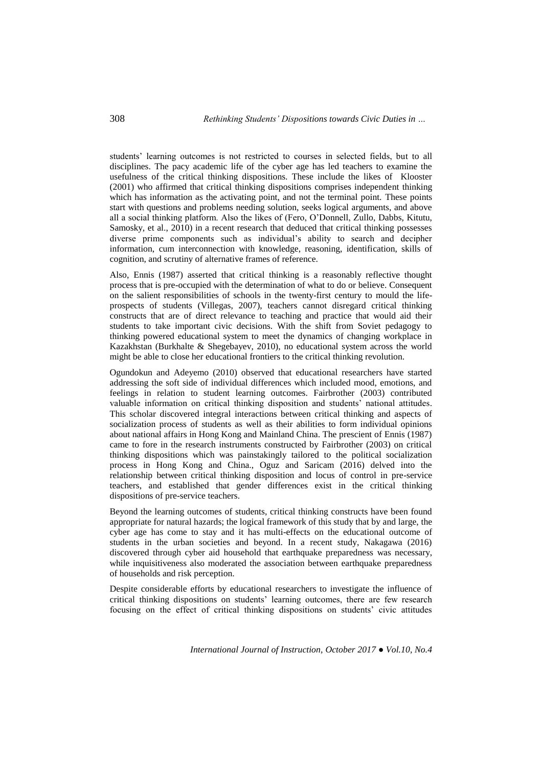students' learning outcomes is not restricted to courses in selected fields, but to all disciplines. The pacy academic life of the cyber age has led teachers to examine the usefulness of the critical thinking dispositions. These include the likes of Klooster (2001) who affirmed that critical thinking dispositions comprises independent thinking which has information as the activating point, and not the terminal point. These points start with questions and problems needing solution, seeks logical arguments, and above all a social thinking platform. Also the likes of (Fero, O'Donnell, Zullo, Dabbs, Kitutu, Samosky, et al., 2010) in a recent research that deduced that critical thinking possesses diverse prime components such as individual's ability to search and decipher information, cum interconnection with knowledge, reasoning, identification, skills of cognition, and scrutiny of alternative frames of reference.

Also, Ennis (1987) asserted that critical thinking is a reasonably reflective thought process that is pre-occupied with the determination of what to do or believe. Consequent on the salient responsibilities of schools in the twenty-first century to mould the life-prospects of students (Villegas, 2007), teachers cannot disregard critical thinking constructs that are of direct relevance to teaching and practice that would aid their students to take important civic decisions. With the shift from Soviet pedagogy to thinking powered educational system to meet the dynamics of changing workplace in Kazakhstan (Burkhalte & Shegebayev, 2010), no educational system across the world might be able to close her educational frontiers to the critical thinking revolution.

Ogundokun and Adeyemo (2010) observed that educational researchers have started addressing the soft side of individual differences which included mood, emotions, and feelings in relation to student learning outcomes. Fairbrother (2003) contributed valuable information on critical thinking disposition and students' national attitudes. This scholar discovered integral interactions between critical thinking and aspects of socialization process of students as well as their abilities to form individual opinions about national affairs in Hong Kong and Mainland China. The prescient of Ennis (1987) came to fore in the research instruments constructed by Fairbrother (2003) on critical thinking dispositions which was painstakingly tailored to the political socialization process in Hong Kong and China., Oguz and Saricam (2016) delved into the relationship between critical thinking disposition and locus of control in pre-service teachers, and established that gender differences exist in the critical thinking dispositions of pre-service teachers.

Beyond the learning outcomes of students, critical thinking constructs have been found appropriate for natural hazards; the logical framework of this study that by and large, the cyber age has come to stay and it has multi-effects on the educational outcome of students in the urban societies and beyond. In a recent study, Nakagawa (2016) discovered through cyber aid household that earthquake preparedness was necessary, while inquisitiveness also moderated the association between earthquake preparedness of households and risk perception.

Despite considerable efforts by educational researchers to investigate the influence of critical thinking dispositions on students' learning outcomes, there are few research focusing on the effect of critical thinking dispositions on students' civic attitudes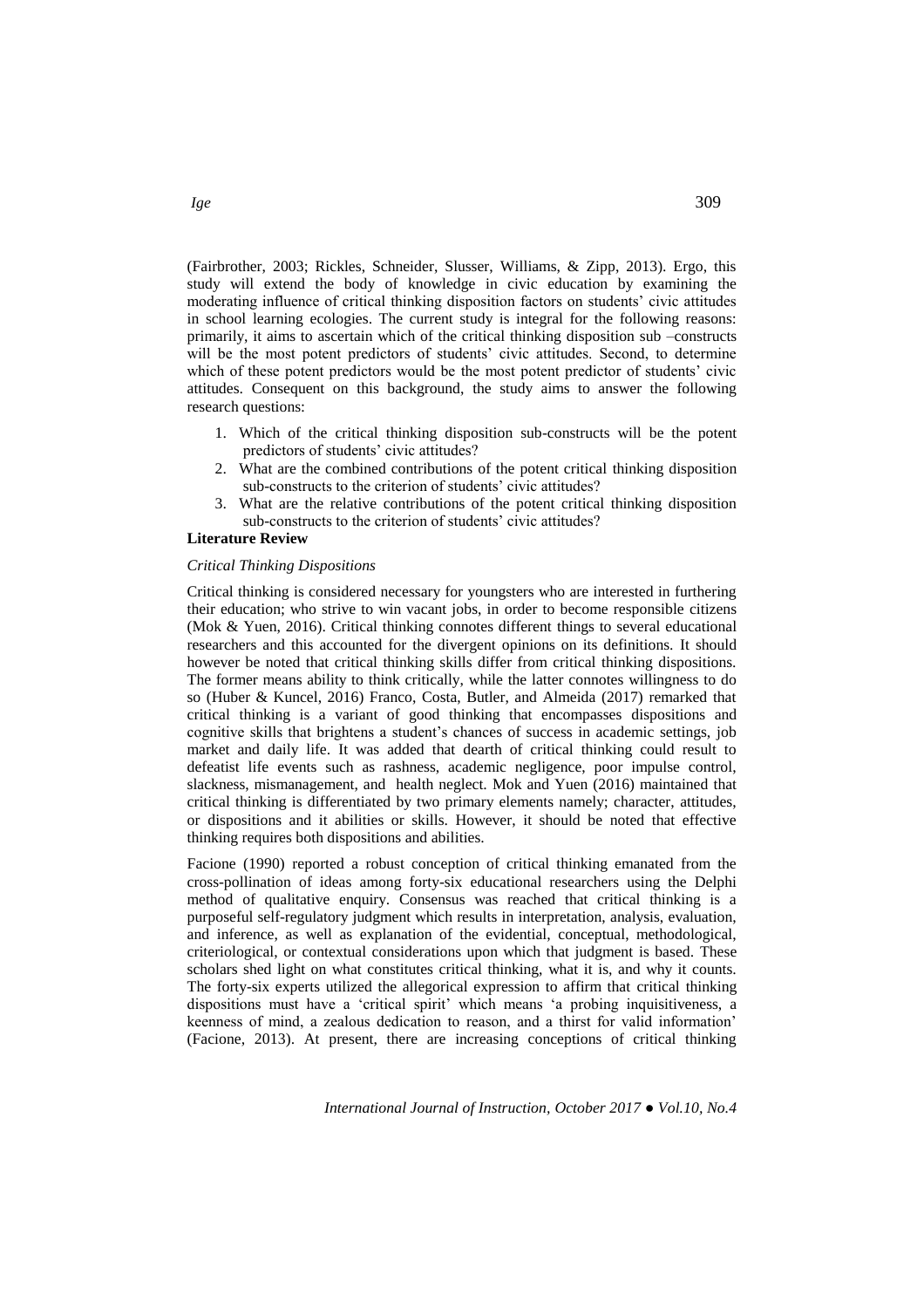(Fairbrother, 2003; Rickles, Schneider, Slusser, Williams, & Zipp, 2013). Ergo, this study will extend the body of knowledge in civic education by examining the moderating influence of critical thinking disposition factors on students' civic attitudes in school learning ecologies. The current study is integral for the following reasons: primarily, it aims to ascertain which of the critical thinking disposition sub –constructs will be the most potent predictors of students' civic attitudes. Second, to determine which of these potent predictors would be the most potent predictor of students' civic attitudes. Consequent on this background, the study aims to answer the following research questions:

1. Which of the critical thinking disposition sub-constructs will be the potent predictors of students' civic attitudes?
2. What are the combined contributions of the potent critical thinking disposition sub-constructs to the criterion of students' civic attitudes?
3. What are the relative contributions of the potent critical thinking disposition sub-constructs to the criterion of students' civic attitudes?

## Literature Review

### *Critical Thinking Dispositions*

Critical thinking is considered necessary for youngsters who are interested in furthering their education; who strive to win vacant jobs, in order to become responsible citizens (Mok & Yuen, 2016). Critical thinking connotes different things to several educational researchers and this accounted for the divergent opinions on its definitions. It should however be noted that critical thinking skills differ from critical thinking dispositions. The former means ability to think critically, while the latter connotes willingness to do so (Huber & Kuncel, 2016) Franco, Costa, Butler, and Almeida (2017) remarked that critical thinking is a variant of good thinking that encompasses dispositions and cognitive skills that brightens a student's chances of success in academic settings, job market and daily life. It was added that dearth of critical thinking could result to defeatist life events such as rashness, academic negligence, poor impulse control, slackness, mismanagement, and health neglect. Mok and Yuen (2016) maintained that critical thinking is differentiated by two primary elements namely; character, attitudes, or dispositions and it abilities or skills. However, it should be noted that effective thinking requires both dispositions and abilities.

Facione (1990) reported a robust conception of critical thinking emanated from the cross-pollination of ideas among forty-six educational researchers using the Delphi method of qualitative enquiry. Consensus was reached that critical thinking is a purposeful self-regulatory judgment which results in interpretation, analysis, evaluation, and inference, as well as explanation of the evidential, conceptual, methodological, criteriological, or contextual considerations upon which that judgment is based. These scholars shed light on what constitutes critical thinking, what it is, and why it counts. The forty-six experts utilized the allegorical expression to affirm that critical thinking dispositions must have a 'critical spirit' which means 'a probing inquisitiveness, a keenness of mind, a zealous dedication to reason, and a thirst for valid information' (Facione, 2013). At present, there are increasing conceptions of critical thinking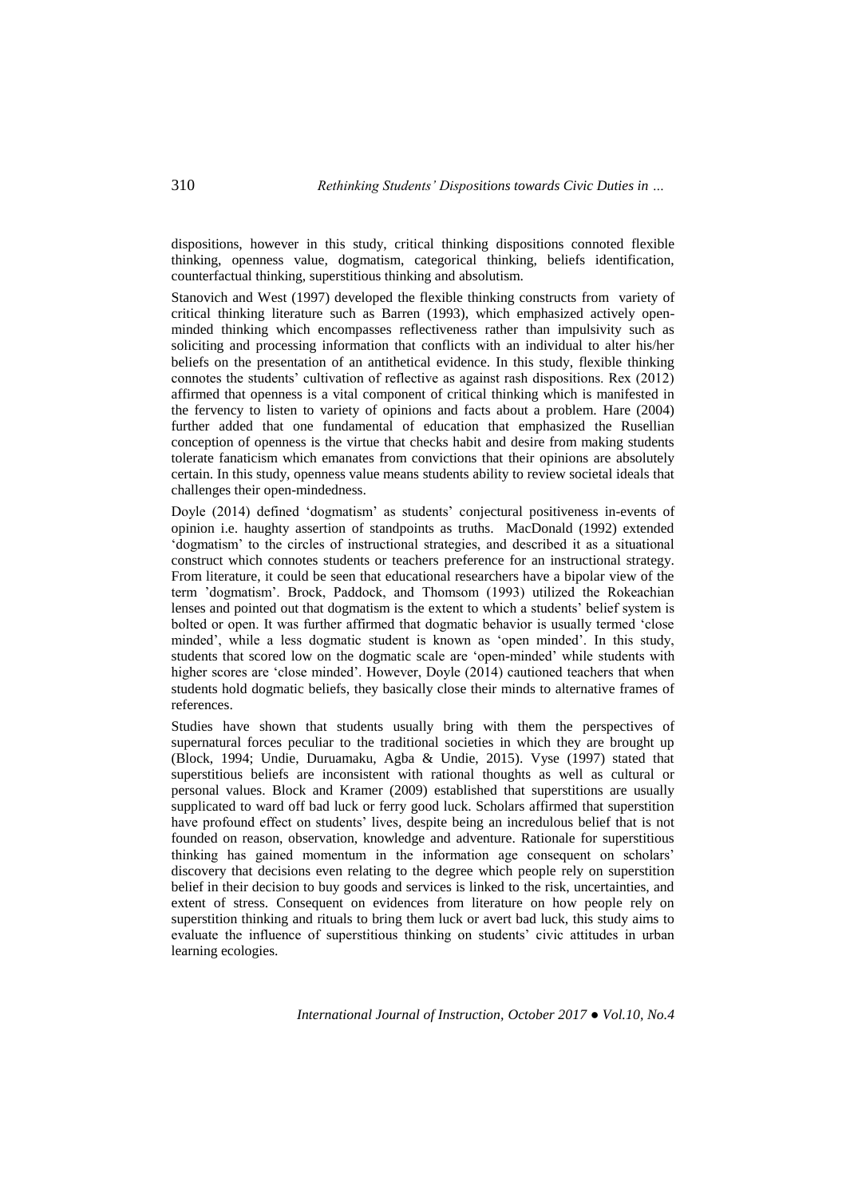dispositions, however in this study, critical thinking dispositions connoted flexible thinking, openness value, dogmatism, categorical thinking, beliefs identification, counterfactual thinking, superstitious thinking and absolutism.

Stanovich and West (1997) developed the flexible thinking constructs from variety of critical thinking literature such as Barren (1993), which emphasized actively open-minded thinking which encompasses reflectiveness rather than impulsivity such as soliciting and processing information that conflicts with an individual to alter his/her beliefs on the presentation of an antithetical evidence. In this study, flexible thinking connotes the students' cultivation of reflective as against rash dispositions. Rex (2012) affirmed that openness is a vital component of critical thinking which is manifested in the fervency to listen to variety of opinions and facts about a problem. Hare (2004) further added that one fundamental of education that emphasized the Rusellian conception of openness is the virtue that checks habit and desire from making students tolerate fanaticism which emanates from convictions that their opinions are absolutely certain. In this study, openness value means students ability to review societal ideals that challenges their open-mindedness.

Doyle (2014) defined 'dogmatism' as students' conjectural positiveness in-events of opinion i.e. haughty assertion of standpoints as truths. MacDonald (1992) extended 'dogmatism' to the circles of instructional strategies, and described it as a situational construct which connotes students or teachers preference for an instructional strategy. From literature, it could be seen that educational researchers have a bipolar view of the term 'dogmatism'. Brock, Paddock, and Thomsom (1993) utilized the Rokeachian lenses and pointed out that dogmatism is the extent to which a students' belief system is bolted or open. It was further affirmed that dogmatic behavior is usually termed 'close minded', while a less dogmatic student is known as 'open minded'. In this study, students that scored low on the dogmatic scale are 'open-minded' while students with higher scores are 'close minded'. However, Doyle (2014) cautioned teachers that when students hold dogmatic beliefs, they basically close their minds to alternative frames of references.

Studies have shown that students usually bring with them the perspectives of supernatural forces peculiar to the traditional societies in which they are brought up (Block, 1994; Undie, Duruamaku, Agba & Undie, 2015). Vyse (1997) stated that superstitious beliefs are inconsistent with rational thoughts as well as cultural or personal values. Block and Kramer (2009) established that superstitions are usually supplicated to ward off bad luck or ferry good luck. Scholars affirmed that superstition have profound effect on students' lives, despite being an incredulous belief that is not founded on reason, observation, knowledge and adventure. Rationale for superstitious thinking has gained momentum in the information age consequent on scholars' discovery that decisions even relating to the degree which people rely on superstition belief in their decision to buy goods and services is linked to the risk, uncertainties, and extent of stress. Consequent on evidences from literature on how people rely on superstition thinking and rituals to bring them luck or avert bad luck, this study aims to evaluate the influence of superstitious thinking on students' civic attitudes in urban learning ecologies.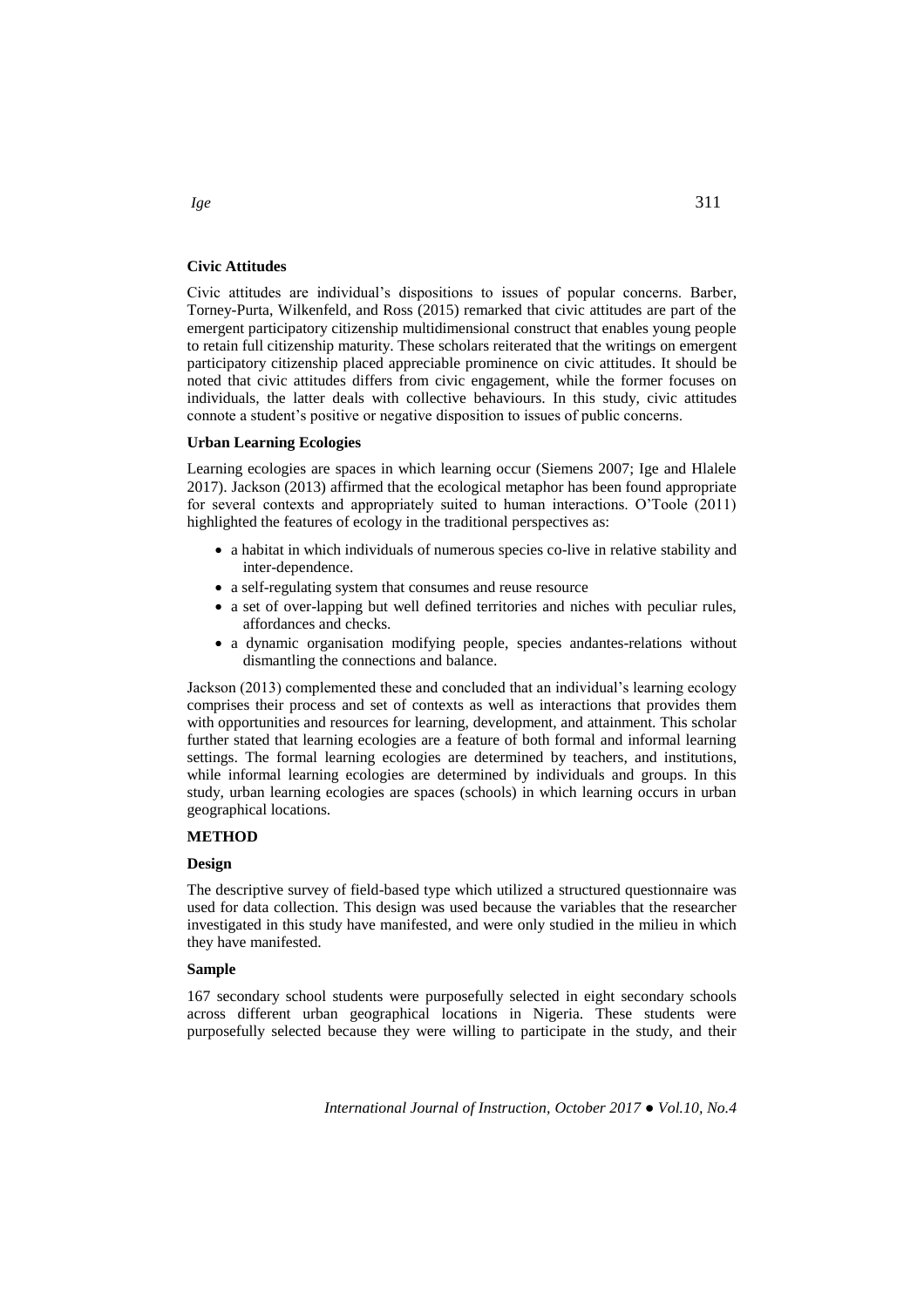**Civic Attitudes**

Civic attitudes are individual's dispositions to issues of popular concerns. Barber, Torney-Purta, Wilkenfeld, and Ross (2015) remarked that civic attitudes are part of the emergent participatory citizenship multidimensional construct that enables young people to retain full citizenship maturity. These scholars reiterated that the writings on emergent participatory citizenship placed appreciable prominence on civic attitudes. It should be noted that civic attitudes differs from civic engagement, while the former focuses on individuals, the latter deals with collective behaviours. In this study, civic attitudes connote a student's positive or negative disposition to issues of public concerns.

**Urban Learning Ecologies**

Learning ecologies are spaces in which learning occur (Siemens 2007; Ige and Hlalele 2017). Jackson (2013) affirmed that the ecological metaphor has been found appropriate for several contexts and appropriately suited to human interactions. O'Toole (2011) highlighted the features of ecology in the traditional perspectives as:

- a habitat in which individuals of numerous species co-live in relative stability and inter-dependence.
- a self-regulating system that consumes and reuse resource
- a set of over-lapping but well defined territories and niches with peculiar rules, affordances and checks.
- a dynamic organisation modifying people, species andantes-relations without dismantling the connections and balance.

Jackson (2013) complemented these and concluded that an individual's learning ecology comprises their process and set of contexts as well as interactions that provides them with opportunities and resources for learning, development, and attainment. This scholar further stated that learning ecologies are a feature of both formal and informal learning settings. The formal learning ecologies are determined by teachers, and institutions, while informal learning ecologies are determined by individuals and groups. In this study, urban learning ecologies are spaces (schools) in which learning occurs in urban geographical locations.

**METHOD**

**Design**

The descriptive survey of field-based type which utilized a structured questionnaire was used for data collection. This design was used because the variables that the researcher investigated in this study have manifested, and were only studied in the milieu in which they have manifested.

**Sample**

167 secondary school students were purposefully selected in eight secondary schools across different urban geographical locations in Nigeria. These students were purposefully selected because they were willing to participate in the study, and their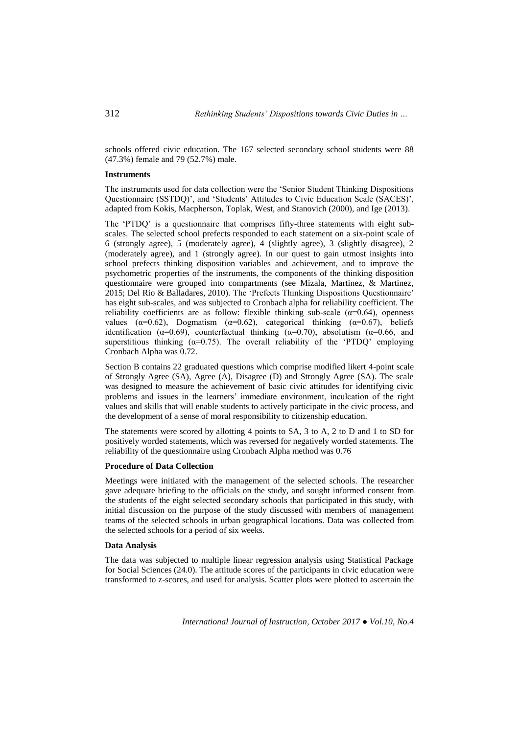schools offered civic education. The 167 selected secondary school students were 88 (47.3%) female and 79 (52.7%) male.

**Instruments**

The instruments used for data collection were the 'Senior Student Thinking Dispositions Questionnaire (SSTDQ)', and 'Students' Attitudes to Civic Education Scale (SACES)', adapted from Kokis, Macpherson, Toplak, West, and Stanovich (2000), and Ige (2013).

The 'PTDQ' is a questionnaire that comprises fifty-three statements with eight sub-scales. The selected school prefects responded to each statement on a six-point scale of 6 (strongly agree), 5 (moderately agree), 4 (slightly agree), 3 (slightly disagree), 2 (moderately agree), and 1 (strongly agree). In our quest to gain utmost insights into school prefects thinking disposition variables and achievement, and to improve the psychometric properties of the instruments, the components of the thinking disposition questionnaire were grouped into compartments (see Mizala, Martinez, & Martinez, 2015; Del Rio & Balladares, 2010). The 'Prefects Thinking Dispositions Questionnaire' has eight sub-scales, and was subjected to Cronbach alpha for reliability coefficient. The reliability coefficients are as follow: flexible thinking sub-scale ($\alpha$=0.64), openness values ($\alpha$=0.62), Dogmatism ($\alpha$=0.62), categorical thinking ($\alpha$=0.67), beliefs identification ($\alpha$=0.69), counterfactual thinking ($\alpha$=0.70), absolutism ($\alpha$=0.66, and superstitious thinking ($\alpha$=0.75). The overall reliability of the 'PTDQ' employing Cronbach Alpha was 0.72.

Section B contains 22 graduated questions which comprise modified likert 4-point scale of Strongly Agree (SA), Agree (A), Disagree (D) and Strongly Agree (SA). The scale was designed to measure the achievement of basic civic attitudes for identifying civic problems and issues in the learners' immediate environment, inculcation of the right values and skills that will enable students to actively participate in the civic process, and the development of a sense of moral responsibility to citizenship education.

The statements were scored by allotting 4 points to SA, 3 to A, 2 to D and 1 to SD for positively worded statements, which was reversed for negatively worded statements. The reliability of the questionnaire using Cronbach Alpha method was 0.76

**Procedure of Data Collection**

Meetings were initiated with the management of the selected schools. The researcher gave adequate briefing to the officials on the study, and sought informed consent from the students of the eight selected secondary schools that participated in this study, with initial discussion on the purpose of the study discussed with members of management teams of the selected schools in urban geographical locations. Data was collected from the selected schools for a period of six weeks.

**Data Analysis**

The data was subjected to multiple linear regression analysis using Statistical Package for Social Sciences (24.0). The attitude scores of the participants in civic education were transformed to z-scores, and used for analysis. Scatter plots were plotted to ascertain the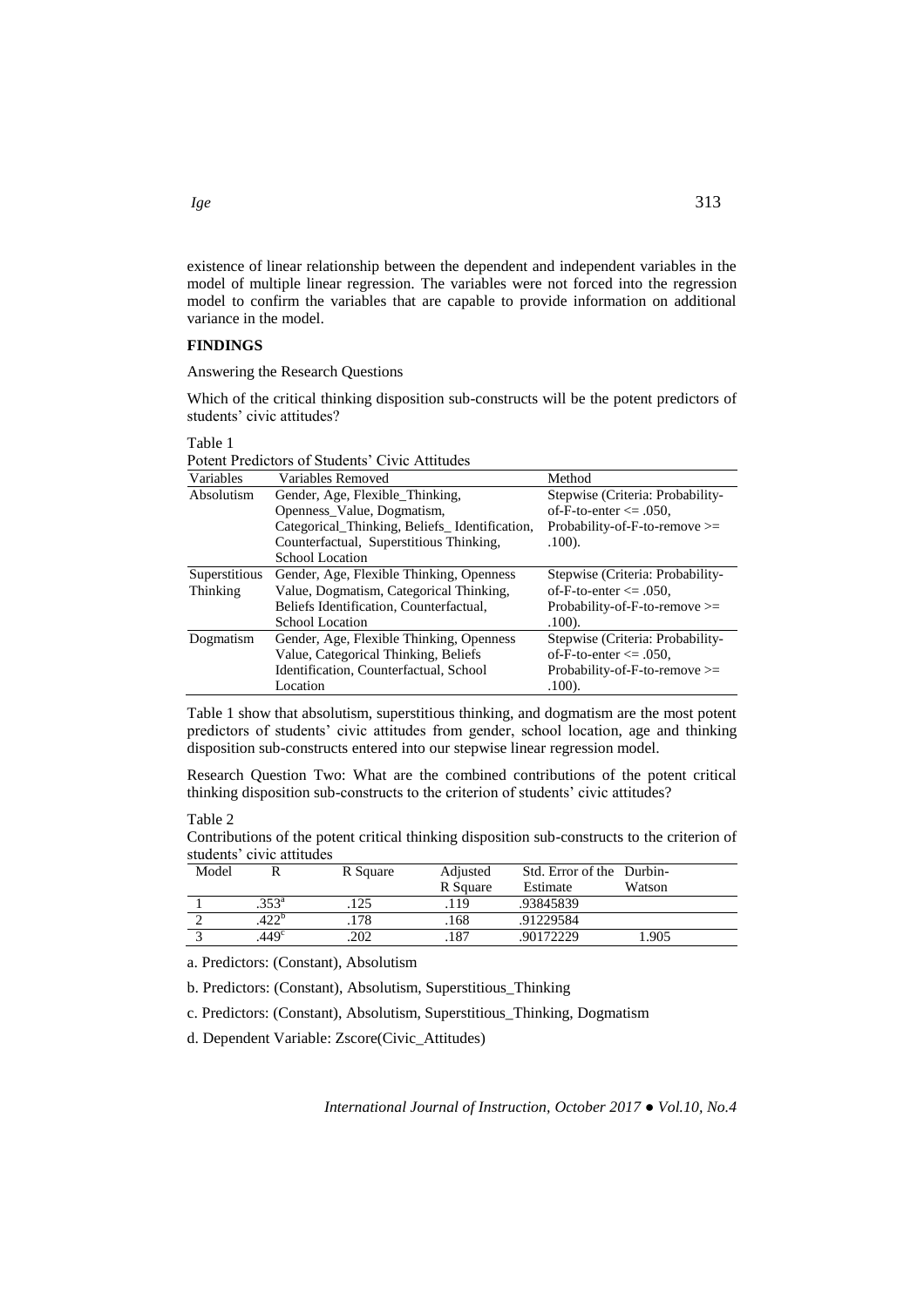existence of linear relationship between the dependent and independent variables in the model of multiple linear regression. The variables were not forced into the regression model to confirm the variables that are capable to provide information on additional variance in the model.

**FINDINGS**

Answering the Research Questions

Which of the critical thinking disposition sub-constructs will be the potent predictors of students' civic attitudes?

Table 1
Potent Predictors of Students' Civic Attitudes

| Variables | Variables Removed | Method |
|---|---|---|
| Absolutism | Gender, Age, Flexible_Thinking, Openness_Value, Dogmatism, Categorical_Thinking, Beliefs_ Identification, Counterfactual, Superstitious Thinking, School Location | Stepwise (Criteria: Probability-of-F-to-enter <= .050, Probability-of-F-to-remove >= .100). |
| Superstitious Thinking | Gender, Age, Flexible Thinking, Openness Value, Dogmatism, Categorical Thinking, Beliefs Identification, Counterfactual, School Location | Stepwise (Criteria: Probability-of-F-to-enter <= .050, Probability-of-F-to-remove >= .100). |
| Dogmatism | Gender, Age, Flexible Thinking, Openness Value, Categorical Thinking, Beliefs Identification, Counterfactual, School Location | Stepwise (Criteria: Probability-of-F-to-enter <= .050, Probability-of-F-to-remove >= .100). |

Table 1 show that absolutism, superstitious thinking, and dogmatism are the most potent predictors of students' civic attitudes from gender, school location, age and thinking disposition sub-constructs entered into our stepwise linear regression model.

Research Question Two: What are the combined contributions of the potent critical thinking disposition sub-constructs to the criterion of students' civic attitudes?

Table 2
Contributions of the potent critical thinking disposition sub-constructs to the criterion of students' civic attitudes

| Model | R | R Square | Adjusted R Square | Std. Error of the Estimate | Durbin-Watson |
|---|---|---|---|---|---|
| 1 | .353[a] | .125 | .119 | .93845839 | |
| 2 | .422[b] | .178 | .168 | .91229584 | |
| 3 | .449[c] | .202 | .187 | .90172229 | 1.905 |

a. Predictors: (Constant), Absolutism

b. Predictors: (Constant), Absolutism, Superstitious_Thinking

c. Predictors: (Constant), Absolutism, Superstitious_Thinking, Dogmatism

d. Dependent Variable: Zscore(Civic_Attitudes)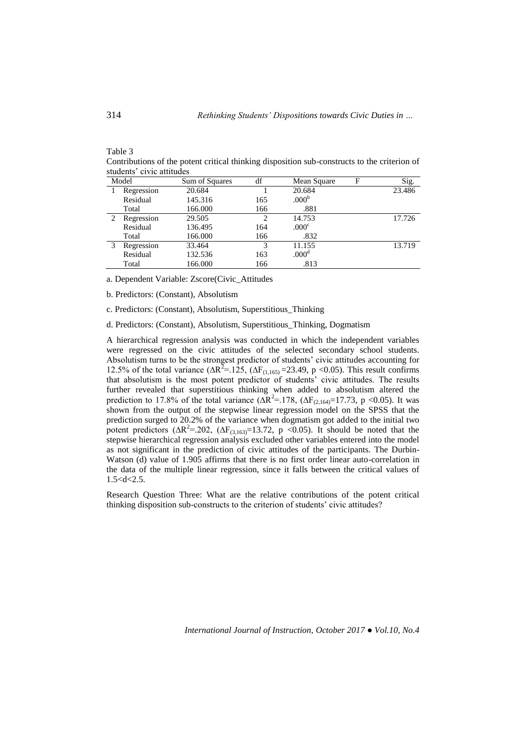Table 3

Contributions of the potent critical thinking disposition sub-constructs to the criterion of students' civic attitudes

| Model | | Sum of Squares | df | Mean Square | F | Sig. |
|---|---|---|---|---|---|---|
| 1 | Regression | 20.684 | 1 | 20.684 | | 23.486 |
| | Residual | 145.316 | 165 | .000[b] | | |
| | Total | 166.000 | 166 | .881 | | |
| 2 | Regression | 29.505 | 2 | 14.753 | | 17.726 |
| | Residual | 136.495 | 164 | .000[c] | | |
| | Total | 166.000 | 166 | .832 | | |
| 3 | Regression | 33.464 | 3 | 11.155 | | 13.719 |
| | Residual | 132.536 | 163 | .000[d] | | |
| | Total | 166.000 | 166 | .813 | | |

a. Dependent Variable: Zscore(Civic_Attitudes

b. Predictors: (Constant), Absolutism

c. Predictors: (Constant), Absolutism, Superstitious_Thinking

d. Predictors: (Constant), Absolutism, Superstitious_Thinking, Dogmatism

A hierarchical regression analysis was conducted in which the independent variables were regressed on the civic attitudes of the selected secondary school students. Absolutism turns to be the strongest predictor of students' civic attitudes accounting for 12.5% of the total variance ($\Delta R^2$=.125, ($\Delta F_{(1,165)}$ =23.49, $p$ <0.05). This result confirms that absolutism is the most potent predictor of students' civic attitudes. The results further revealed that superstitious thinking when added to absolutism altered the prediction to 17.8% of the total variance ($\Delta R^2$=.178, ($\Delta F_{(2,164)}$=17.73, $p$ <0.05). It was shown from the output of the stepwise linear regression model on the SPSS that the prediction surged to 20.2% of the variance when dogmatism got added to the initial two potent predictors ($\Delta R^2$=.202, ($\Delta F_{(3,163)}$=13.72, $p$ <0.05). It should be noted that the stepwise hierarchical regression analysis excluded other variables entered into the model as not significant in the prediction of civic attitudes of the participants. The Durbin-Watson (d) value of 1.905 affirms that there is no first order linear auto-correlation in the data of the multiple linear regression, since it falls between the critical values of $1.5<d<2.5$.

Research Question Three: What are the relative contributions of the potent critical thinking disposition sub-constructs to the criterion of students' civic attitudes?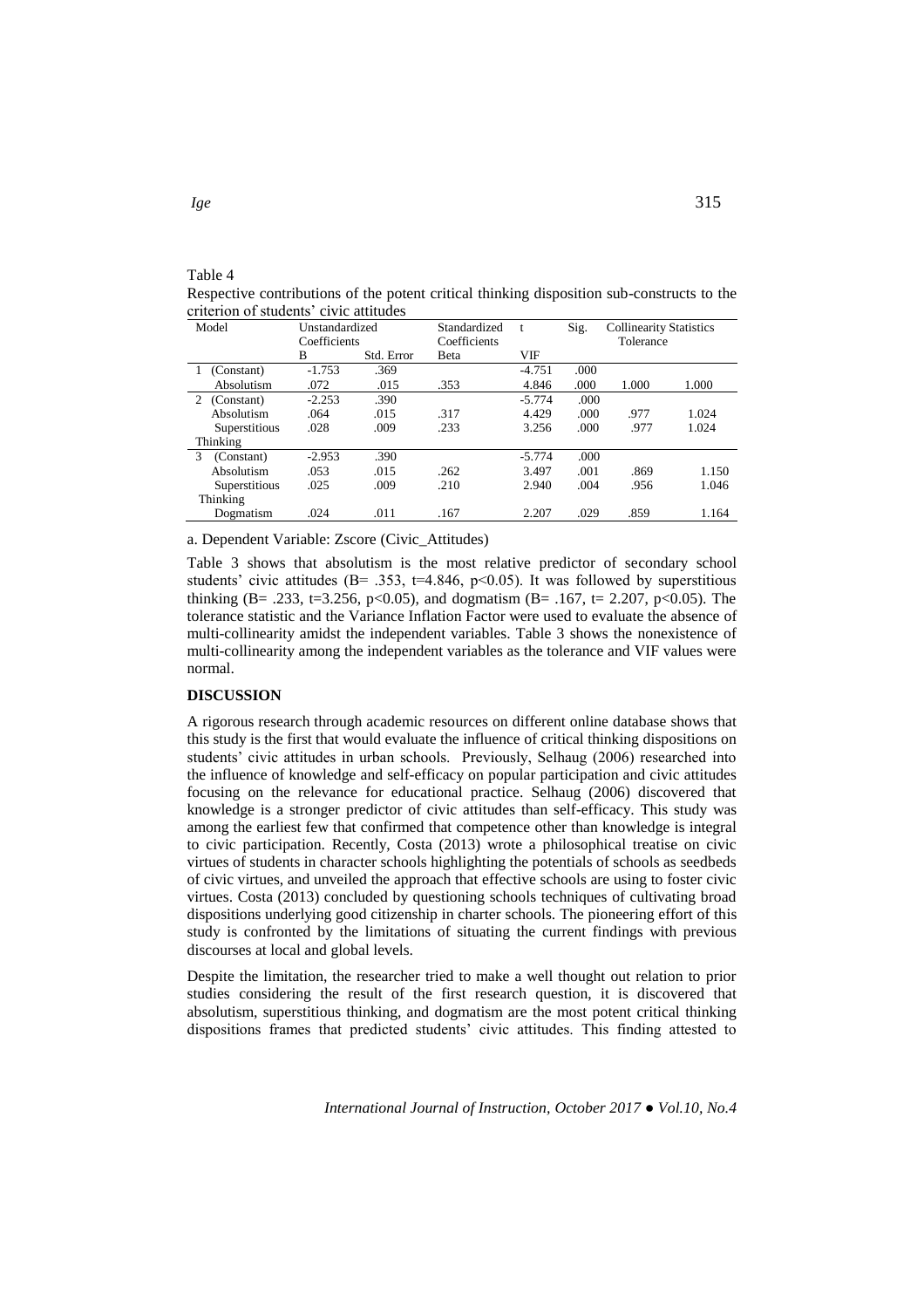Table 4

Respective contributions of the potent critical thinking disposition sub-constructs to the criterion of students' civic attitudes

| Model | Unstandardized Coefficients | | Standardized Coefficients | t | Sig. | Collinearity Statistics Tolerance | |
|---|---|---|---|---|---|---|---|
| | B | Std. Error | Beta | VIF | | | |
| 1 (Constant) | -1.753 | .369 | | -4.751 | .000 | | |
| Absolutism | .072 | .015 | .353 | 4.846 | .000 | 1.000 | 1.000 |
| 2 (Constant) | -2.253 | .390 | | -5.774 | .000 | | |
| Absolutism | .064 | .015 | .317 | 4.429 | .000 | .977 | 1.024 |
| Superstitious Thinking | .028 | .009 | .233 | 3.256 | .000 | .977 | 1.024 |
| 3 (Constant) | -2.953 | .390 | | -5.774 | .000 | | |
| Absolutism | .053 | .015 | .262 | 3.497 | .001 | .869 | 1.150 |
| Superstitious Thinking | .025 | .009 | .210 | 2.940 | .004 | .956 | 1.046 |
| Dogmatism | .024 | .011 | .167 | 2.207 | .029 | .859 | 1.164 |

a. Dependent Variable: Zscore (Civic_Attitudes)

Table 3 shows that absolutism is the most relative predictor of secondary school students' civic attitudes (B= .353, t=4.846, $p<0.05$). It was followed by superstitious thinking (B= .233, t=3.256, $p<0.05$), and dogmatism (B= .167, t= 2.207, $p<0.05$). The tolerance statistic and the Variance Inflation Factor were used to evaluate the absence of multi-collinearity amidst the independent variables. Table 3 shows the nonexistence of multi-collinearity among the independent variables as the tolerance and VIF values were normal.

## DISCUSSION

A rigorous research through academic resources on different online database shows that this study is the first that would evaluate the influence of critical thinking dispositions on students' civic attitudes in urban schools. Previously, Selhaug (2006) researched into the influence of knowledge and self-efficacy on popular participation and civic attitudes focusing on the relevance for educational practice. Selhaug (2006) discovered that knowledge is a stronger predictor of civic attitudes than self-efficacy. This study was among the earliest few that confirmed that competence other than knowledge is integral to civic participation. Recently, Costa (2013) wrote a philosophical treatise on civic virtues of students in character schools highlighting the potentials of schools as seedbeds of civic virtues, and unveiled the approach that effective schools are using to foster civic virtues. Costa (2013) concluded by questioning schools techniques of cultivating broad dispositions underlying good citizenship in charter schools. The pioneering effort of this study is confronted by the limitations of situating the current findings with previous discourses at local and global levels.

Despite the limitation, the researcher tried to make a well thought out relation to prior studies considering the result of the first research question, it is discovered that absolutism, superstitious thinking, and dogmatism are the most potent critical thinking dispositions frames that predicted students' civic attitudes. This finding attested to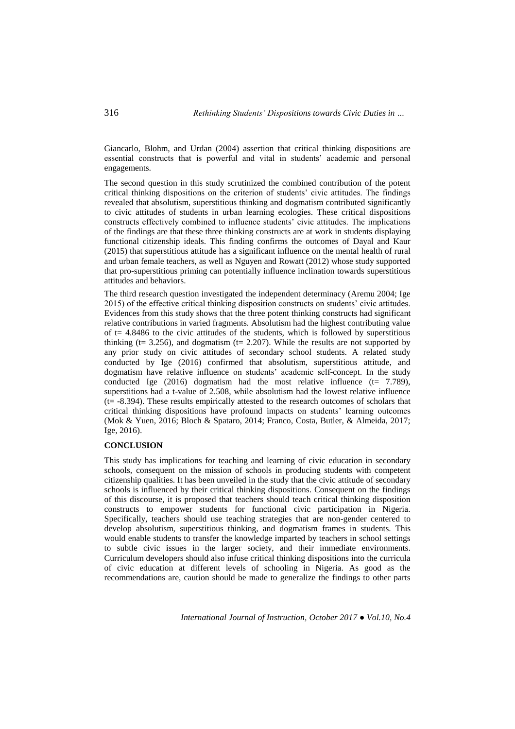Giancarlo, Blohm, and Urdan (2004) assertion that critical thinking dispositions are essential constructs that is powerful and vital in students' academic and personal engagements.

The second question in this study scrutinized the combined contribution of the potent critical thinking dispositions on the criterion of students' civic attitudes. The findings revealed that absolutism, superstitious thinking and dogmatism contributed significantly to civic attitudes of students in urban learning ecologies. These critical dispositions constructs effectively combined to influence students' civic attitudes. The implications of the findings are that these three thinking constructs are at work in students displaying functional citizenship ideals. This finding confirms the outcomes of Dayal and Kaur (2015) that superstitious attitude has a significant influence on the mental health of rural and urban female teachers, as well as Nguyen and Rowatt (2012) whose study supported that pro-superstitious priming can potentially influence inclination towards superstitious attitudes and behaviors.

The third research question investigated the independent determinacy (Aremu 2004; Ige 2015) of the effective critical thinking disposition constructs on students' civic attitudes. Evidences from this study shows that the three potent thinking constructs had significant relative contributions in varied fragments. Absolutism had the highest contributing value of $t = 4.8486$ to the civic attitudes of the students, which is followed by superstitious thinking ($t = 3.256$), and dogmatism ($t = 2.207$). While the results are not supported by any prior study on civic attitudes of secondary school students. A related study conducted by Ige (2016) confirmed that absolutism, superstitious attitude, and dogmatism have relative influence on students' academic self-concept. In the study conducted Ige (2016) dogmatism had the most relative influence ($t = 7.789$), superstitions had a t-value of 2.508, while absolutism had the lowest relative influence ($t = -8.394$). These results empirically attested to the research outcomes of scholars that critical thinking dispositions have profound impacts on students' learning outcomes (Mok & Yuen, 2016; Bloch & Spataro, 2014; Franco, Costa, Butler, & Almeida, 2017; Ige, 2016).

## CONCLUSION

This study has implications for teaching and learning of civic education in secondary schools, consequent on the mission of schools in producing students with competent citizenship qualities. It has been unveiled in the study that the civic attitude of secondary schools is influenced by their critical thinking dispositions. Consequent on the findings of this discourse, it is proposed that teachers should teach critical thinking disposition constructs to empower students for functional civic participation in Nigeria. Specifically, teachers should use teaching strategies that are non-gender centered to develop absolutism, superstitious thinking, and dogmatism frames in students. This would enable students to transfer the knowledge imparted by teachers in school settings to subtle civic issues in the larger society, and their immediate environments. Curriculum developers should also infuse critical thinking dispositions into the curricula of civic education at different levels of schooling in Nigeria. As good as the recommendations are, caution should be made to generalize the findings to other parts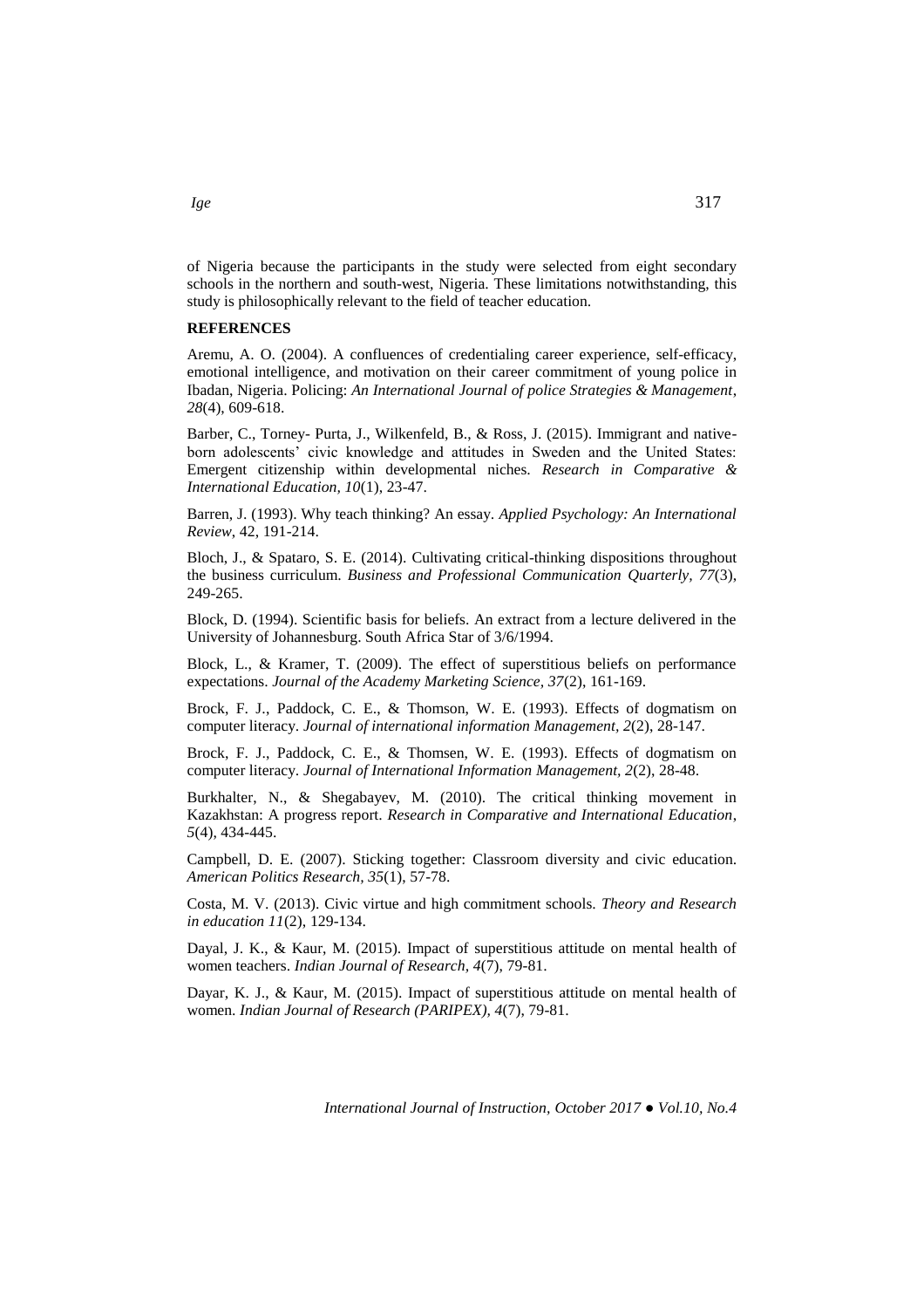of Nigeria because the participants in the study were selected from eight secondary schools in the northern and south-west, Nigeria. These limitations notwithstanding, this study is philosophically relevant to the field of teacher education.

## REFERENCES

Aremu, A. O. (2004). A confluences of credentialing career experience, self-efficacy, emotional intelligence, and motivation on their career commitment of young police in Ibadan, Nigeria. Policing: *An International Journal of police Strategies & Management*, *28*(4), 609-618.

Barber, C., Torney- Purta, J., Wilkenfeld, B., & Ross, J. (2015). Immigrant and native-born adolescents' civic knowledge and attitudes in Sweden and the United States: Emergent citizenship within developmental niches. *Research in Comparative & International Education, 10*(1), 23-47.

Barren, J. (1993). Why teach thinking? An essay. *Applied Psychology: An International Review*, 42, 191-214.

Bloch, J., & Spataro, S. E. (2014). Cultivating critical-thinking dispositions throughout the business curriculum. *Business and Professional Communication Quarterly, 77*(3), 249-265.

Block, D. (1994). Scientific basis for beliefs. An extract from a lecture delivered in the University of Johannesburg. South Africa Star of 3/6/1994.

Block, L., & Kramer, T. (2009). The effect of superstitious beliefs on performance expectations. *Journal of the Academy Marketing Science, 37*(2), 161-169.

Brock, F. J., Paddock, C. E., & Thomson, W. E. (1993). Effects of dogmatism on computer literacy. *Journal of international information Management, 2*(2), 28-147.

Brock, F. J., Paddock, C. E., & Thomsen, W. E. (1993). Effects of dogmatism on computer literacy. *Journal of International Information Management, 2*(2), 28-48.

Burkhalter, N., & Shegabayev, M. (2010). The critical thinking movement in Kazakhstan: A progress report. *Research in Comparative and International Education*, *5*(4), 434-445.

Campbell, D. E. (2007). Sticking together: Classroom diversity and civic education. *American Politics Research, 35*(1), 57-78.

Costa, M. V. (2013). Civic virtue and high commitment schools. *Theory and Research in education 11*(2), 129-134.

Dayal, J. K., & Kaur, M. (2015). Impact of superstitious attitude on mental health of women teachers. *Indian Journal of Research, 4*(7), 79-81.

Dayar, K. J., & Kaur, M. (2015). Impact of superstitious attitude on mental health of women. *Indian Journal of Research (PARIPEX), 4*(7), 79-81.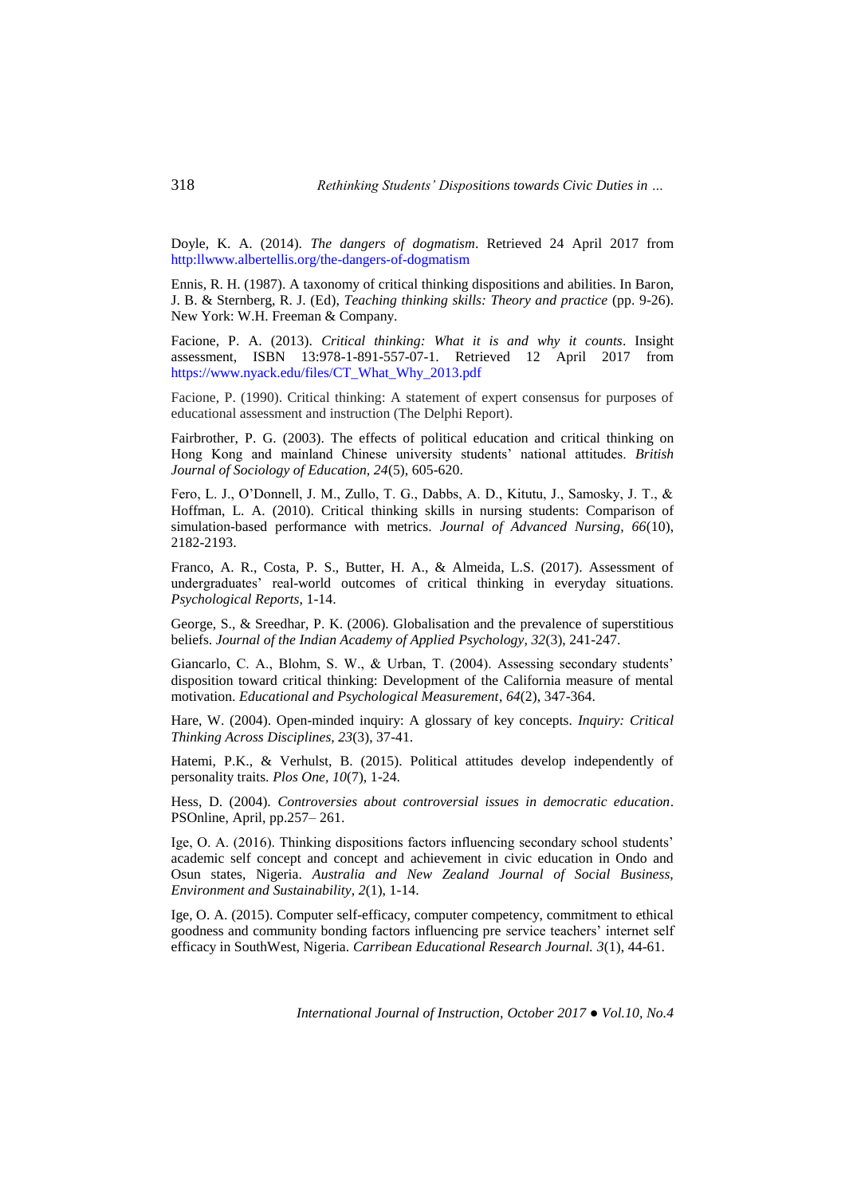Doyle, K. A. (2014). *The dangers of dogmatism*. Retrieved 24 April 2017 from http:llwww.albertellis.org/the-dangers-of-dogmatism

Ennis, R. H. (1987). A taxonomy of critical thinking dispositions and abilities. In Baron, J. B. & Sternberg, R. J. (Ed), *Teaching thinking skills: Theory and practice* (pp. 9-26). New York: W.H. Freeman & Company.

Facione, P. A. (2013). *Critical thinking: What it is and why it counts*. Insight assessment, ISBN 13:978-1-891-557-07-1. Retrieved 12 April 2017 from https://www.nyack.edu/files/CT_What_Why_2013.pdf

Facione, P. (1990). Critical thinking: A statement of expert consensus for purposes of educational assessment and instruction (The Delphi Report).

Fairbrother, P. G. (2003). The effects of political education and critical thinking on Hong Kong and mainland Chinese university students' national attitudes. *British Journal of Sociology of Education, 24*(5), 605-620.

Fero, L. J., O'Donnell, J. M., Zullo, T. G., Dabbs, A. D., Kitutu, J., Samosky, J. T., & Hoffman, L. A. (2010). Critical thinking skills in nursing students: Comparison of simulation-based performance with metrics. *Journal of Advanced Nursing, 66*(10), 2182-2193.

Franco, A. R., Costa, P. S., Butter, H. A., & Almeida, L.S. (2017). Assessment of undergraduates' real-world outcomes of critical thinking in everyday situations. *Psychological Reports*, 1-14.

George, S., & Sreedhar, P. K. (2006). Globalisation and the prevalence of superstitious beliefs. *Journal of the Indian Academy of Applied Psychology, 32*(3), 241-247.

Giancarlo, C. A., Blohm, S. W., & Urban, T. (2004). Assessing secondary students' disposition toward critical thinking: Development of the California measure of mental motivation. *Educational and Psychological Measurement*, *64*(2), 347-364.

Hare, W. (2004). Open-minded inquiry: A glossary of key concepts. *Inquiry: Critical Thinking Across Disciplines, 23*(3), 37-41.

Hatemi, P.K., & Verhulst, B. (2015). Political attitudes develop independently of personality traits. *Plos One, 10*(7), 1-24.

Hess, D. (2004). *Controversies about controversial issues in democratic education*. PSOnline, April, pp.257– 261.

Ige, O. A. (2016). Thinking dispositions factors influencing secondary school students' academic self concept and concept and achievement in civic education in Ondo and Osun states, Nigeria. *Australia and New Zealand Journal of Social Business, Environment and Sustainability, 2*(1), 1-14.

Ige, O. A. (2015). Computer self-efficacy, computer competency, commitment to ethical goodness and community bonding factors influencing pre service teachers' internet self efficacy in SouthWest, Nigeria. *Carribean Educational Research Journal. 3*(1), 44-61.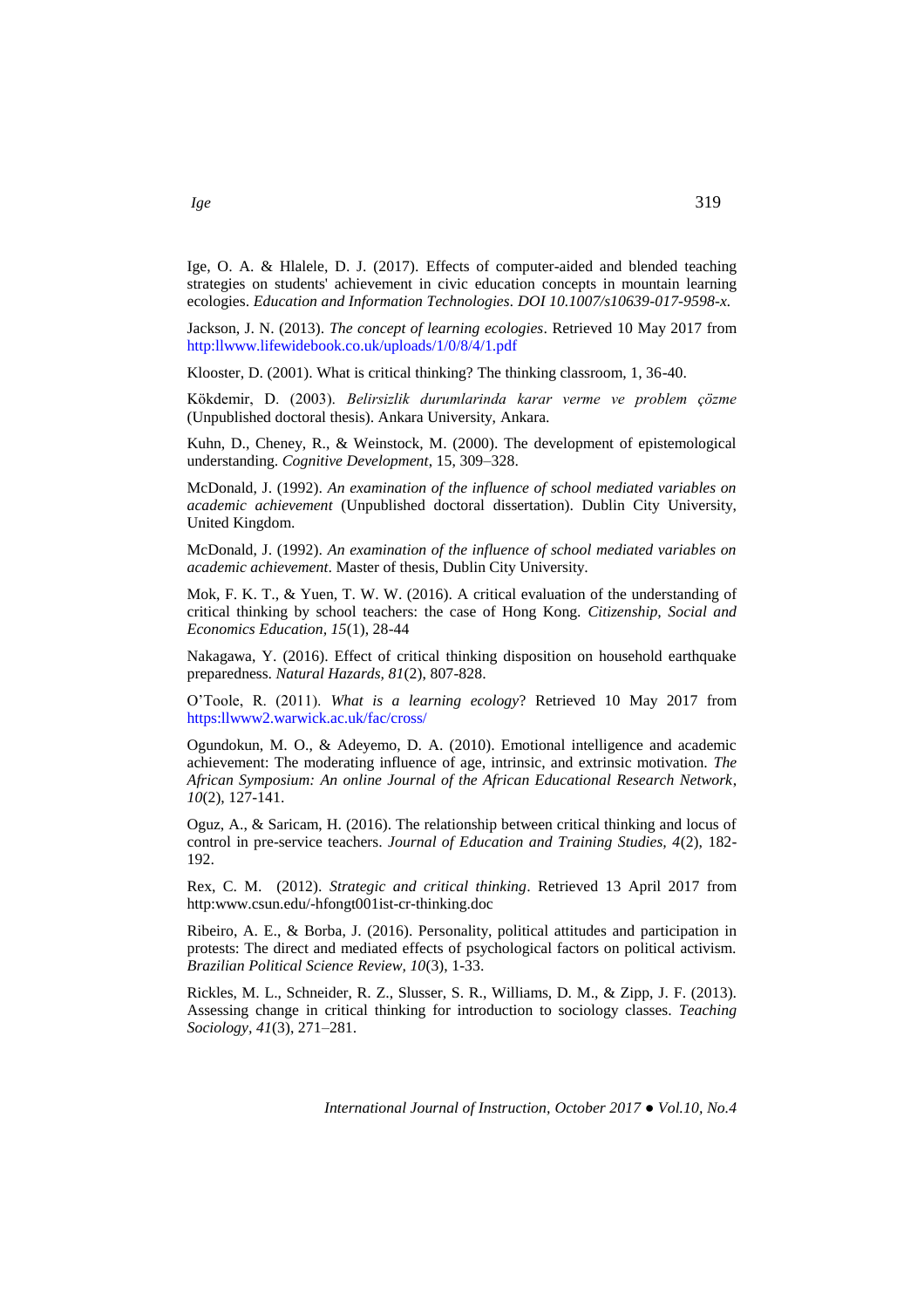Ige, O. A. & Hlalele, D. J. (2017). Effects of computer-aided and blended teaching strategies on students' achievement in civic education concepts in mountain learning ecologies. *Education and Information Technologies*. *DOI 10.1007/s10639-017-9598-x.*

Jackson, J. N. (2013). *The concept of learning ecologies*. Retrieved 10 May 2017 from http:llwww.lifewidebook.co.uk/uploads/1/0/8/4/1.pdf

Klooster, D. (2001). What is critical thinking? The thinking classroom, 1, 36-40.

Kökdemir, D. (2003). *Belirsizlik durumlarinda karar verme ve problem çözme* (Unpublished doctoral thesis). Ankara University, Ankara.

Kuhn, D., Cheney, R., & Weinstock, M. (2000). The development of epistemological understanding. *Cognitive Development*, 15, 309–328.

McDonald, J. (1992). *An examination of the influence of school mediated variables on academic achievement* (Unpublished doctoral dissertation). Dublin City University, United Kingdom.

McDonald, J. (1992). *An examination of the influence of school mediated variables on academic achievement*. Master of thesis, Dublin City University.

Mok, F. K. T., & Yuen, T. W. W. (2016). A critical evaluation of the understanding of critical thinking by school teachers: the case of Hong Kong. *Citizenship, Social and Economics Education, 15*(1), 28-44

Nakagawa, Y. (2016). Effect of critical thinking disposition on household earthquake preparedness. *Natural Hazards, 81*(2), 807-828.

O'Toole, R. (2011). *What is a learning ecology*? Retrieved 10 May 2017 from https:llwww2.warwick.ac.uk/fac/cross/

Ogundokun, M. O., & Adeyemo, D. A. (2010). Emotional intelligence and academic achievement: The moderating influence of age, intrinsic, and extrinsic motivation. *The African Symposium: An online Journal of the African Educational Research Network*, *10*(2), 127-141.

Oguz, A., & Saricam, H. (2016). The relationship between critical thinking and locus of control in pre-service teachers. *Journal of Education and Training Studies, 4*(2), 182-192.

Rex, C. M. (2012). *Strategic and critical thinking*. Retrieved 13 April 2017 from http:www.csun.edu/-hfongt001ist-cr-thinking.doc

Ribeiro, A. E., & Borba, J. (2016). Personality, political attitudes and participation in protests: The direct and mediated effects of psychological factors on political activism. *Brazilian Political Science Review, 10*(3), 1-33.

Rickles, M. L., Schneider, R. Z., Slusser, S. R., Williams, D. M., & Zipp, J. F. (2013). Assessing change in critical thinking for introduction to sociology classes. *Teaching Sociology, 41*(3), 271–281.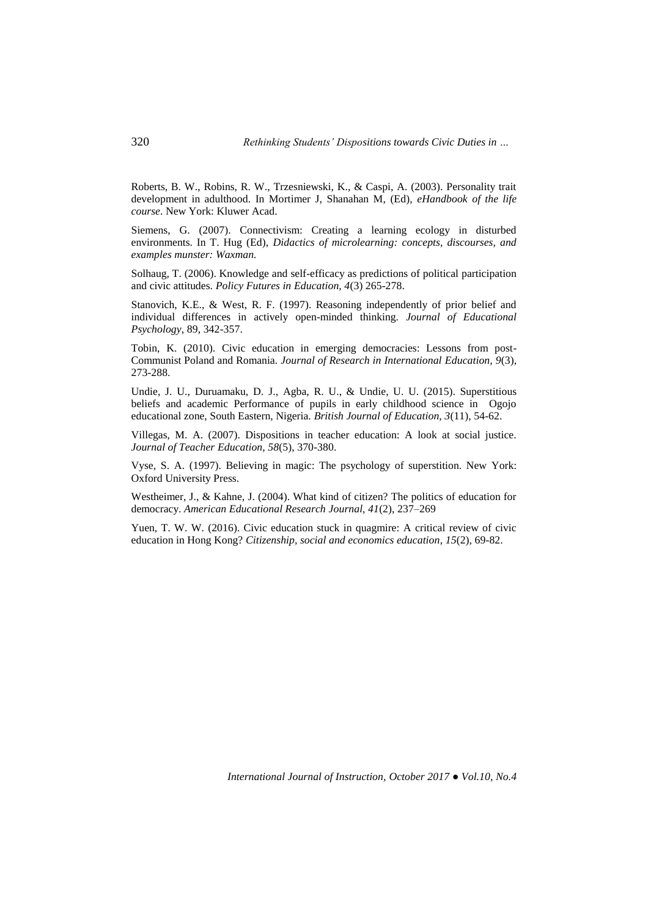Roberts, B. W., Robins, R. W., Trzesniewski, K., & Caspi, A. (2003). Personality trait development in adulthood. In Mortimer J, Shanahan M, (Ed), *eHandbook of the life course*. New York: Kluwer Acad.

Siemens, G. (2007). Connectivism: Creating a learning ecology in disturbed environments. In T. Hug (Ed), *Didactics of microlearning: concepts, discourses, and examples munster: Waxman.*

Solhaug, T. (2006). Knowledge and self-efficacy as predictions of political participation and civic attitudes. *Policy Futures in Education, 4*(3) 265-278.

Stanovich, K.E., & West, R. F. (1997). Reasoning independently of prior belief and individual differences in actively open-minded thinking. *Journal of Educational Psychology*, 89, 342-357.

Tobin, K. (2010). Civic education in emerging democracies: Lessons from post-Communist Poland and Romania. *Journal of Research in International Education, 9*(3), 273-288.

Undie, J. U., Duruamaku, D. J., Agba, R. U., & Undie, U. U. (2015). Superstitious beliefs and academic Performance of pupils in early childhood science in Ogojo educational zone, South Eastern, Nigeria. *British Journal of Education, 3*(11), 54-62.

Villegas, M. A. (2007). Dispositions in teacher education: A look at social justice. *Journal of Teacher Education, 58*(5), 370-380.

Vyse, S. A. (1997). Believing in magic: The psychology of superstition. New York: Oxford University Press.

Westheimer, J., & Kahne, J. (2004). What kind of citizen? The politics of education for democracy. *American Educational Research Journal, 41*(2), 237–269

Yuen, T. W. W. (2016). Civic education stuck in quagmire: A critical review of civic education in Hong Kong? *Citizenship, social and economics education, 15*(2), 69-82.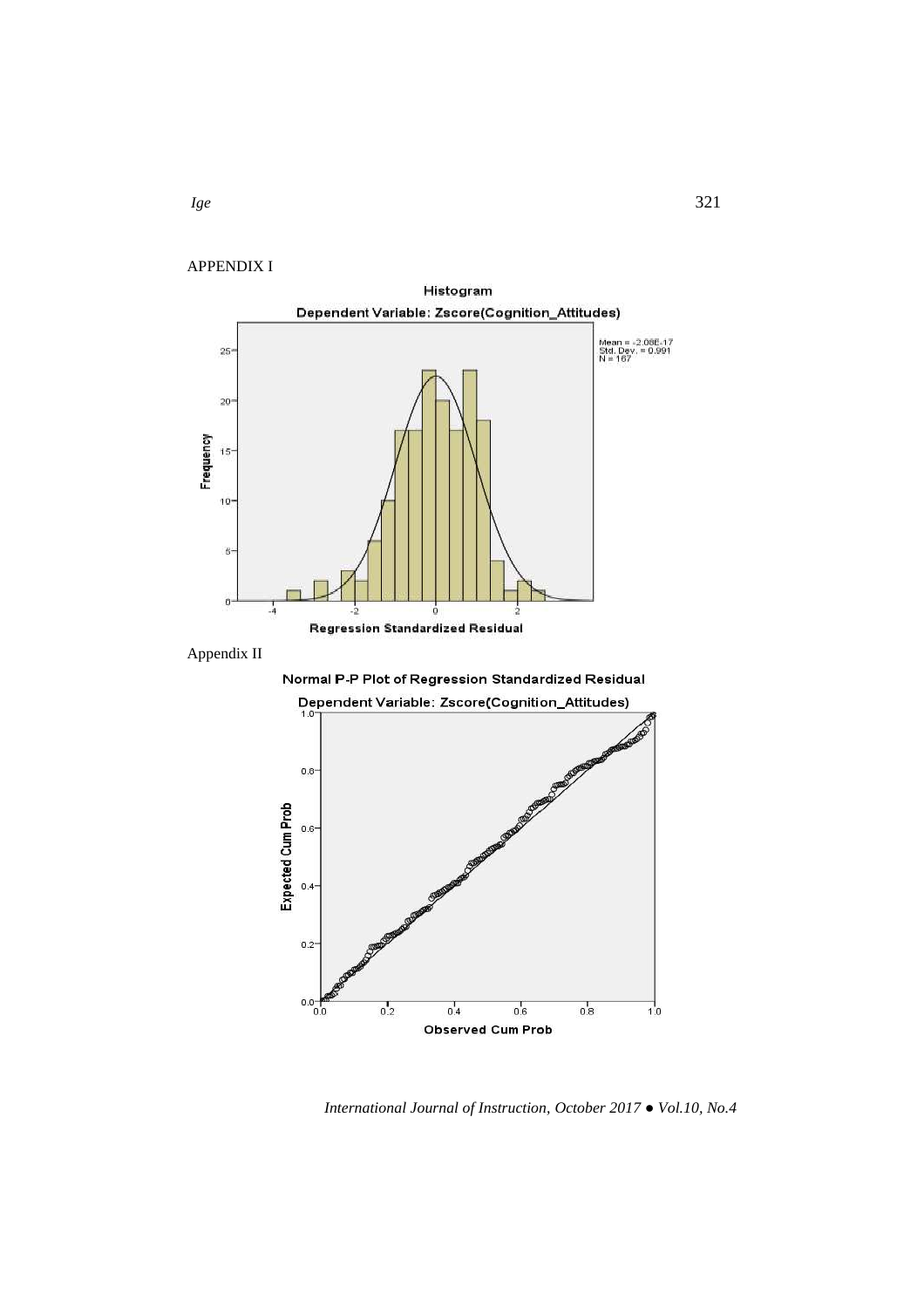APPENDIX I

Histogram

Dependent Variable: Zscore(Cognition_Attitudes)

Mean = -2.08E-17
Std. Dev. = 0.991
N = 187

Appendix II

Normal P-P Plot of Regression Standardized Residual

Dependent Variable: Zscore(Cognition_Attitudes)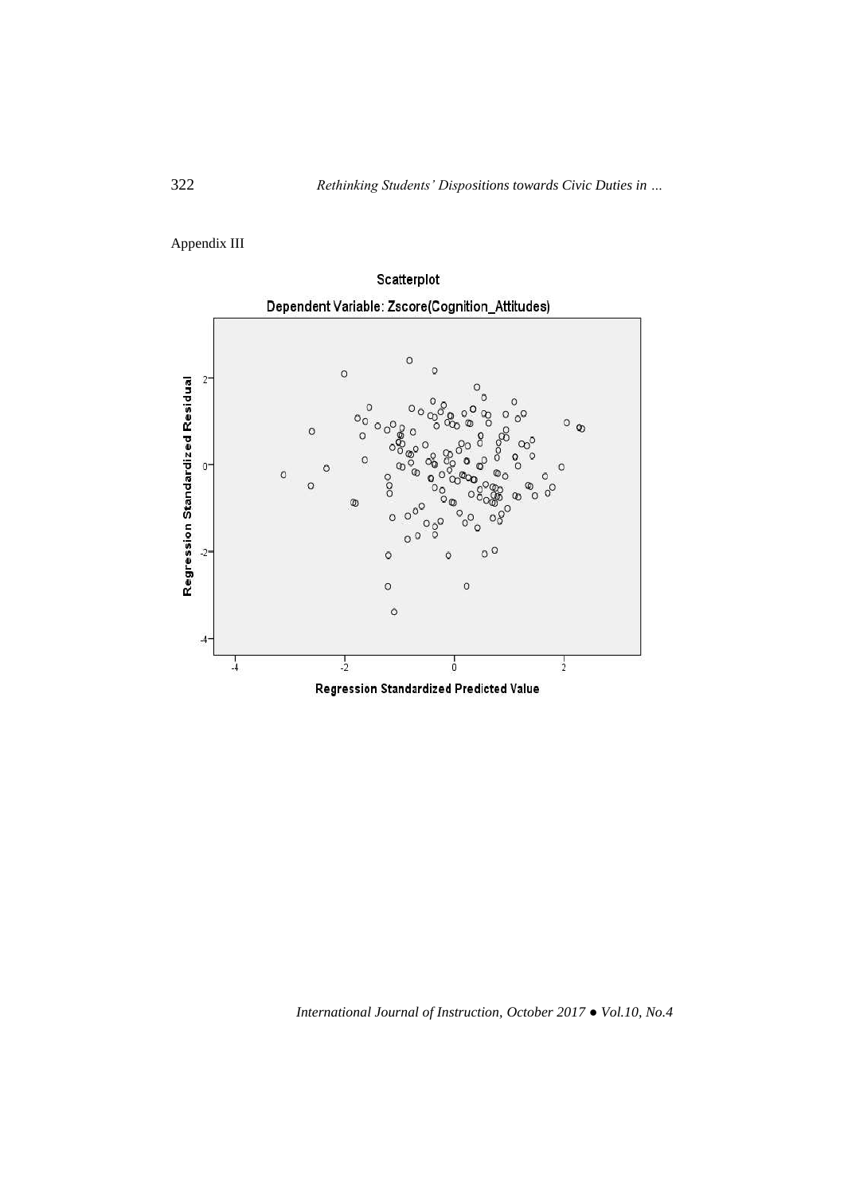Appendix III

Scatterplot

Dependent Variable: Zscore(Cognition_Attitudes)

Regression Standardized Residual

Regression Standardized Predicted Value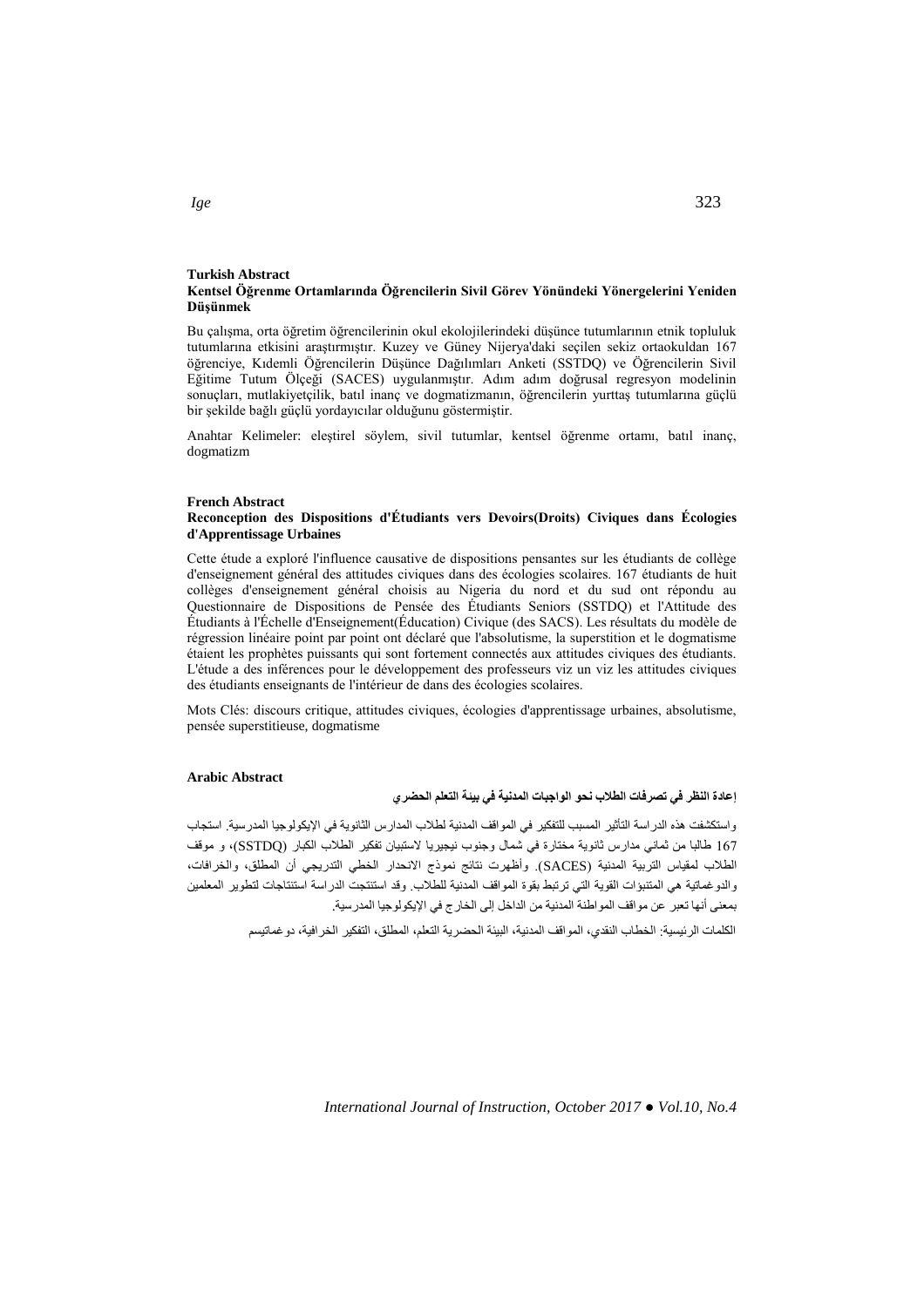**Turkish Abstract**

**Kentsel Öğrenme Ortamlarında Öğrencilerin Sivil Görev Yönündeki Yönergelerini Yeniden Düşünmek**

Bu çalışma, orta öğretim öğrencilerinin okul ekolojilerindeki düşünce tutumlarının etnik topluluk tutumlarına etkisini araştırmıştır. Kuzey ve Güney Nijerya'daki seçilen sekiz ortaokuldan 167 öğrenciye, Kıdemli Öğrencilerin Düşünce Dağılımları Anketi (SSTDQ) ve Öğrencilerin Sivil Eğitime Tutum Ölçeği (SACES) uygulanmıştır. Adım adım doğrusal regresyon modelinin sonuçları, mutlakiyetçilik, batıl inanç ve dogmatizmanın, öğrencilerin yurttaş tutumlarına güçlü bir şekilde bağlı güçlü yordayıcılar olduğunu göstermiştir.

Anahtar Kelimeler: eleştirel söylem, sivil tutumlar, kentsel öğrenme ortamı, batıl inanç, dogmatizm

**French Abstract**

**Reconception des Dispositions d'Étudiants vers Devoirs(Droits) Civiques dans Écologies d'Apprentissage Urbaines**

Cette étude a exploré l'influence causative de dispositions pensantes sur les étudiants de collège d'enseignement général des attitudes civiques dans des écologies scolaires. 167 étudiants de huit collèges d'enseignement général choisis au Nigeria du nord et du sud ont répondu au Questionnaire de Dispositions de Pensée des Étudiants Seniors (SSTDQ) et l'Attitude des Étudiants à l'Échelle d'Enseignement(Éducation) Civique (des SACS). Les résultats du modèle de régression linéaire point par point ont déclaré que l'absolutisme, la superstition et le dogmatisme étaient les prophètes puissants qui sont fortement connectés aux attitudes civiques des étudiants. L'étude a des inférences pour le développement des professeurs viz un viz les attitudes civiques des étudiants enseignants de l'intérieur de dans des écologies scolaires.

Mots Clés: discours critique, attitudes civiques, écologies d'apprentissage urbaines, absolutisme, pensée superstitieuse, dogmatisme

**Arabic Abstract**

**إعادة النظر في تصرفات الطلاب نحو الواجبات المدنية في بيئة التعلم الحضري**

واستكشفت هذه الدراسة التأثير المسبب للتفكير في المواقف المدنية لطلاب المدارس الثانوية في الإيكولوجيا المدرسية. استجاب 167 طالبا من ثماني مدارس ثانوية مختارة في شمال وجنوب نيجيريا لاستبيان تفكير الطلاب الكبار (SSTDQ)، و موقف الطلاب لمقياس التربية المدنية (SACES). وأظهرت نتائج نموذج الانحدار الخطي التدريجي أن المطلق، والخرافات، والدوغماتية هي المتنبؤات القوية التي ترتبط بقوة المواقف المدنية للطلاب. وقد استنتجت الدراسة استنتاجات لتطوير المعلمين بمعنى أنها تعبر عن مواقف المواطنة المدنية من الداخل إلى الخارج في الإيكولوجيا المدرسية.

الكلمات الرئيسية: الخطاب النقدي، المواقف المدنية، البيئة الحضرية التعلم، المطلق، التفكير الخرافية، دوغماتيسم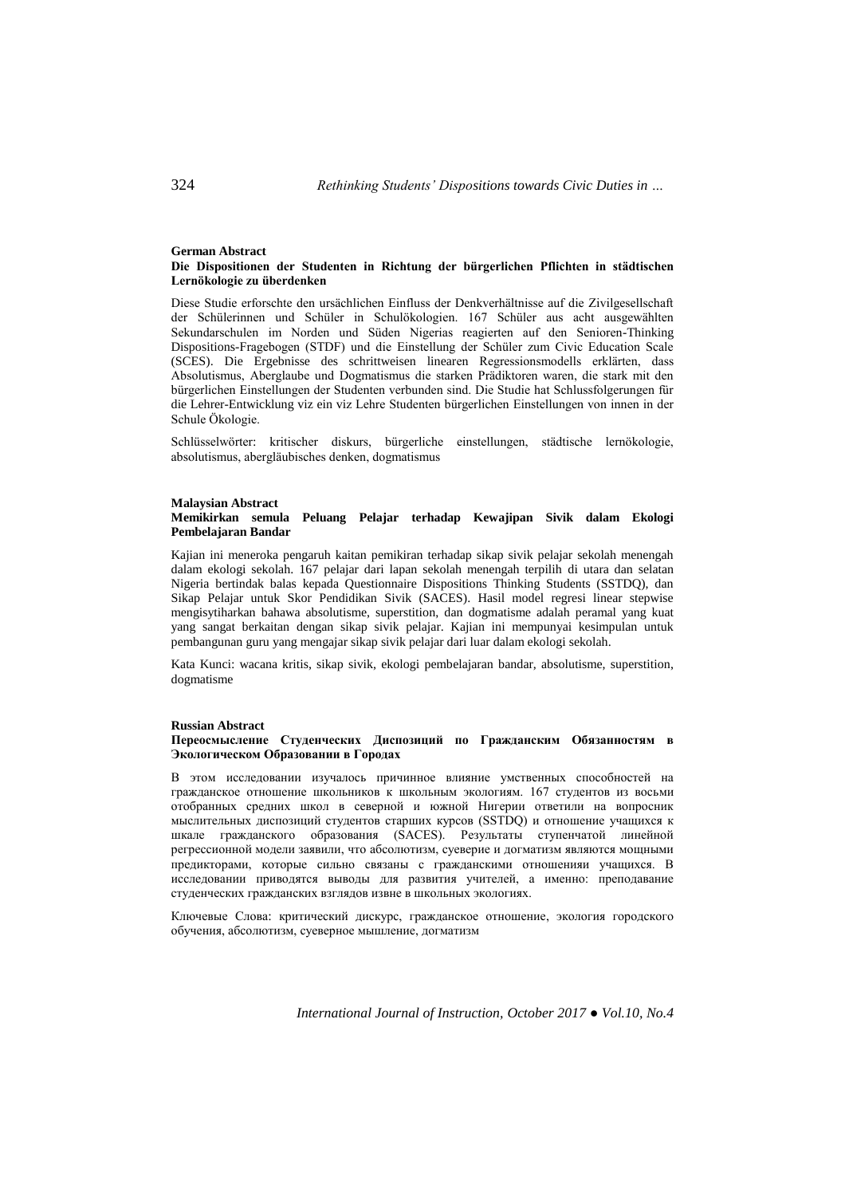**German Abstract**

**Die Dispositionen der Studenten in Richtung der bürgerlichen Pflichten in städtischen Lernökologie zu überdenken**

Diese Studie erforschte den ursächlichen Einfluss der Denkverhältnisse auf die Zivilgesellschaft der Schülerinnen und Schüler in Schulökologien. 167 Schüler aus acht ausgewählten Sekundarschulen im Norden und Süden Nigerias reagierten auf den Senioren-Thinking Dispositions-Fragebogen (STDF) und die Einstellung der Schüler zum Civic Education Scale (SCES). Die Ergebnisse des schrittweisen linearen Regressionsmodells erklärten, dass Absolutismus, Aberglaube und Dogmatismus die starken Prädiktoren waren, die stark mit den bürgerlichen Einstellungen der Studenten verbunden sind. Die Studie hat Schlussfolgerungen für die Lehrer-Entwicklung viz ein viz Lehre Studenten bürgerlichen Einstellungen von innen in der Schule Ökologie.

Schlüsselwörter: kritischer diskurs, bürgerliche einstellungen, städtische lernökologie, absolutismus, abergläubisches denken, dogmatismus

**Malaysian Abstract**

**Memikirkan semula Peluang Pelajar terhadap Kewajipan Sivik dalam Ekologi Pembelajaran Bandar**

Kajian ini meneroka pengaruh kaitan pemikiran terhadap sikap sivik pelajar sekolah menengah dalam ekologi sekolah. 167 pelajar dari lapan sekolah menengah terpilih di utara dan selatan Nigeria bertindak balas kepada Questionnaire Dispositions Thinking Students (SSTDQ), dan Sikap Pelajar untuk Skor Pendidikan Sivik (SACES). Hasil model regresi linear stepwise mengisytiharkan bahawa absolutisme, superstition, dan dogmatisme adalah peramal yang kuat yang sangat berkaitan dengan sikap sivik pelajar. Kajian ini mempunyai kesimpulan untuk pembangunan guru yang mengajar sikap sivik pelajar dari luar dalam ekologi sekolah.

Kata Kunci: wacana kritis, sikap sivik, ekologi pembelajaran bandar, absolutisme, superstition, dogmatisme

**Russian Abstract**

**Переосмысление Студенческих Диспозиций по Гражданским Обязанностям в Экологическом Образовании в Городах**

В этом исследовании изучалось причинное влияние умственных способностей на гражданское отношение школьников к школьным экологиям. 167 студентов из восьми отобранных средних школ в северной и южной Нигерии ответили на вопросник мыслительных диспозиций студентов старших курсов (SSTDQ) и отношение учащихся к шкале гражданского образования (SACES). Результаты ступенчатой линейной регрессионной модели заявили, что абсолютизм, суеверие и догматизм являются мощными предикторами, которые сильно связаны с гражданскими отношенияи учащихся. В исследовании приводятся выводы для развития учителей, а именно: преподавание студенческих гражданских взглядов извне в школьных экологиях.

Ключевые Слова: критический дискурс, гражданское отношение, экология городского обучения, абсолютизм, суеверное мышление, догматизм